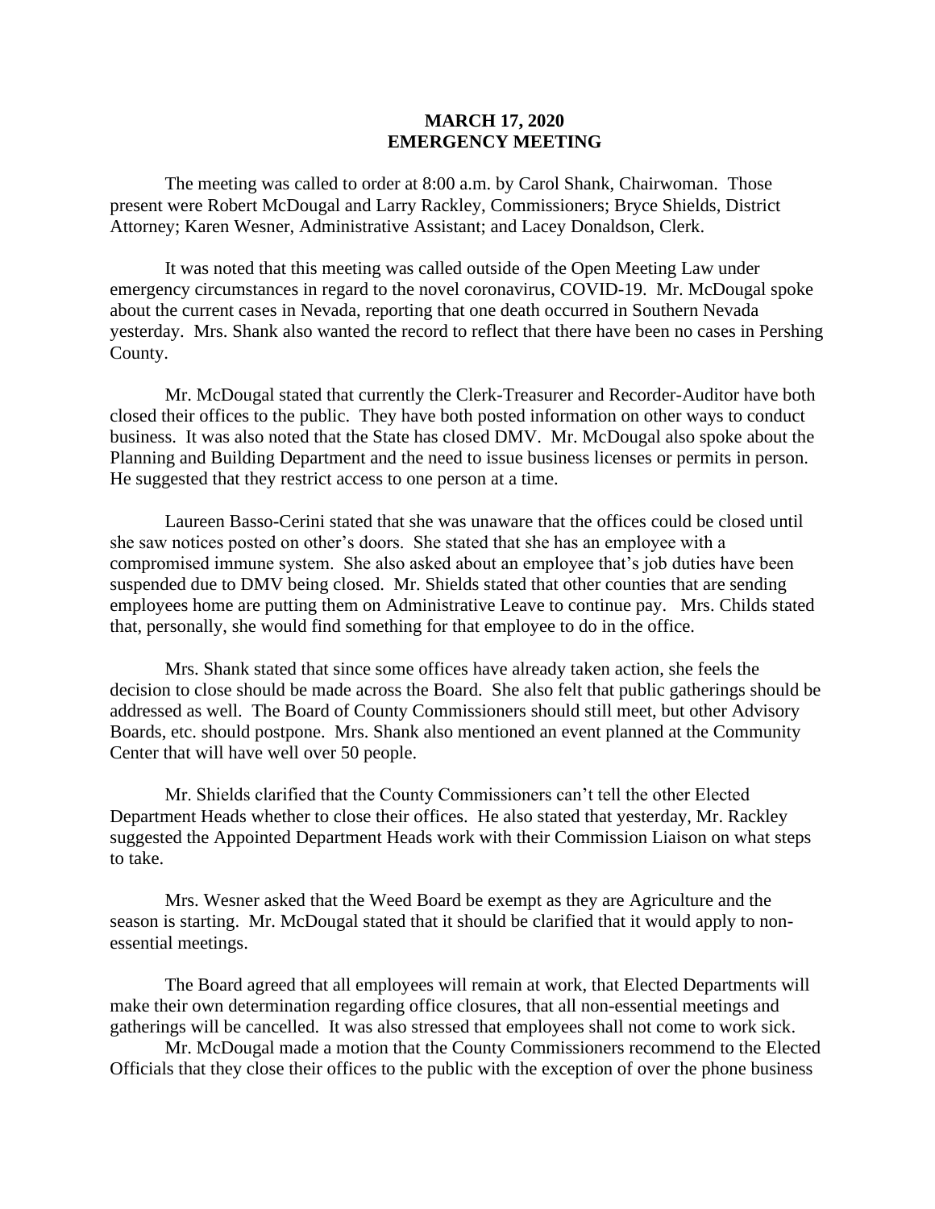**MARCH 17, 2020**
**EMERGENCY MEETING**

The meeting was called to order at 8:00 a.m. by Carol Shank, Chairwoman. Those present were Robert McDougal and Larry Rackley, Commissioners; Bryce Shields, District Attorney; Karen Wesner, Administrative Assistant; and Lacey Donaldson, Clerk.

It was noted that this meeting was called outside of the Open Meeting Law under emergency circumstances in regard to the novel coronavirus, COVID-19. Mr. McDougal spoke about the current cases in Nevada, reporting that one death occurred in Southern Nevada yesterday. Mrs. Shank also wanted the record to reflect that there have been no cases in Pershing County.

Mr. McDougal stated that currently the Clerk-Treasurer and Recorder-Auditor have both closed their offices to the public. They have both posted information on other ways to conduct business. It was also noted that the State has closed DMV. Mr. McDougal also spoke about the Planning and Building Department and the need to issue business licenses or permits in person. He suggested that they restrict access to one person at a time.

Laureen Basso-Cerini stated that she was unaware that the offices could be closed until she saw notices posted on other's doors. She stated that she has an employee with a compromised immune system. She also asked about an employee that's job duties have been suspended due to DMV being closed. Mr. Shields stated that other counties that are sending employees home are putting them on Administrative Leave to continue pay. Mrs. Childs stated that, personally, she would find something for that employee to do in the office.

Mrs. Shank stated that since some offices have already taken action, she feels the decision to close should be made across the Board. She also felt that public gatherings should be addressed as well. The Board of County Commissioners should still meet, but other Advisory Boards, etc. should postpone. Mrs. Shank also mentioned an event planned at the Community Center that will have well over 50 people.

Mr. Shields clarified that the County Commissioners can't tell the other Elected Department Heads whether to close their offices. He also stated that yesterday, Mr. Rackley suggested the Appointed Department Heads work with their Commission Liaison on what steps to take.

Mrs. Wesner asked that the Weed Board be exempt as they are Agriculture and the season is starting. Mr. McDougal stated that it should be clarified that it would apply to non-essential meetings.

The Board agreed that all employees will remain at work, that Elected Departments will make their own determination regarding office closures, that all non-essential meetings and gatherings will be cancelled. It was also stressed that employees shall not come to work sick.

Mr. McDougal made a motion that the County Commissioners recommend to the Elected Officials that they close their offices to the public with the exception of over the phone business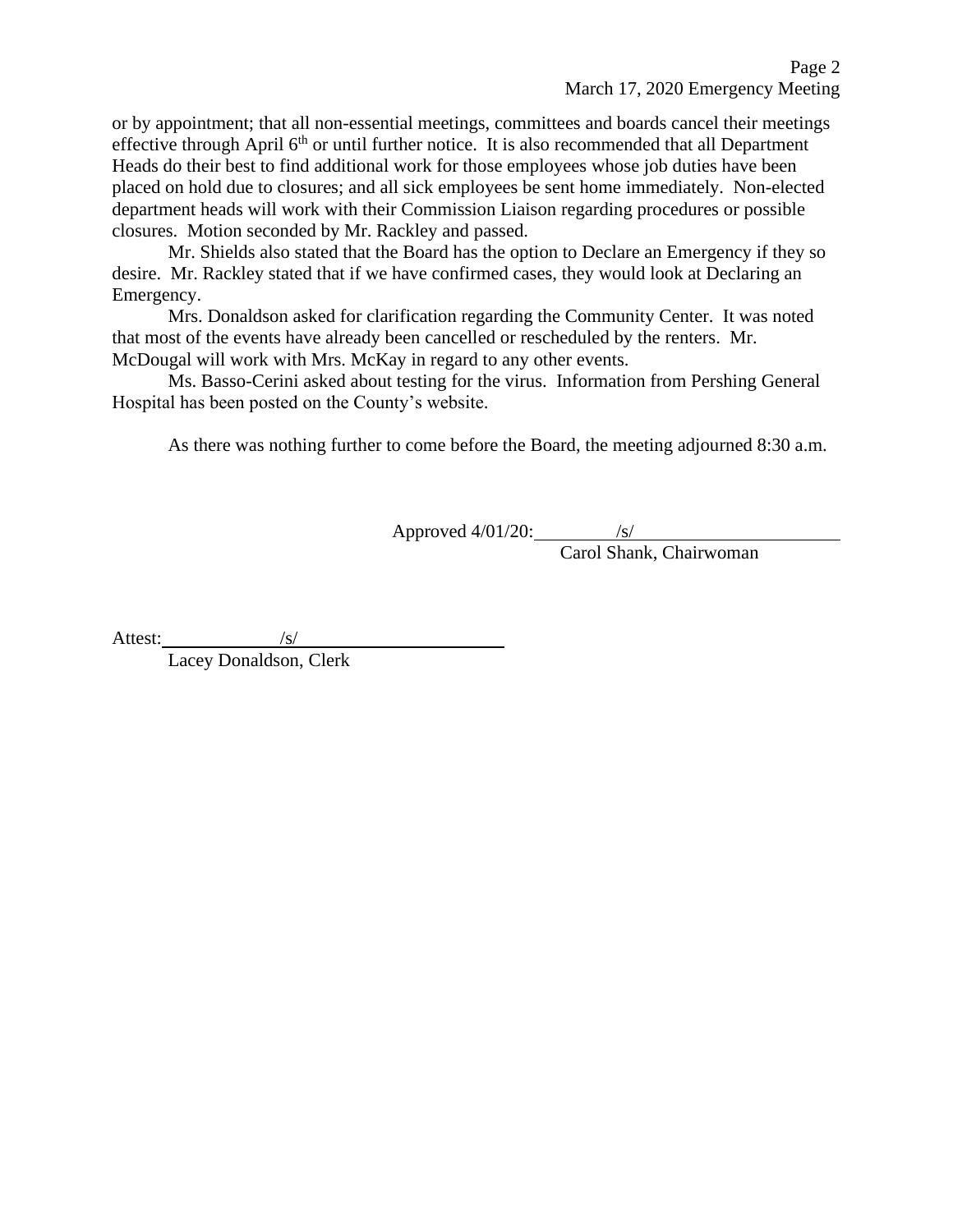or by appointment; that all non-essential meetings, committees and boards cancel their meetings effective through April 6th or until further notice. It is also recommended that all Department Heads do their best to find additional work for those employees whose job duties have been placed on hold due to closures; and all sick employees be sent home immediately. Non-elected department heads will work with their Commission Liaison regarding procedures or possible closures. Motion seconded by Mr. Rackley and passed.

Mr. Shields also stated that the Board has the option to Declare an Emergency if they so desire. Mr. Rackley stated that if we have confirmed cases, they would look at Declaring an Emergency.

Mrs. Donaldson asked for clarification regarding the Community Center. It was noted that most of the events have already been cancelled or rescheduled by the renters. Mr. McDougal will work with Mrs. McKay in regard to any other events.

Ms. Basso-Cerini asked about testing for the virus. Information from Pershing General Hospital has been posted on the County's website.

As there was nothing further to come before the Board, the meeting adjourned 8:30 a.m.

Approved 4/01/20: /s/
Carol Shank, Chairwoman

Attest: /s/
Lacey Donaldson, Clerk